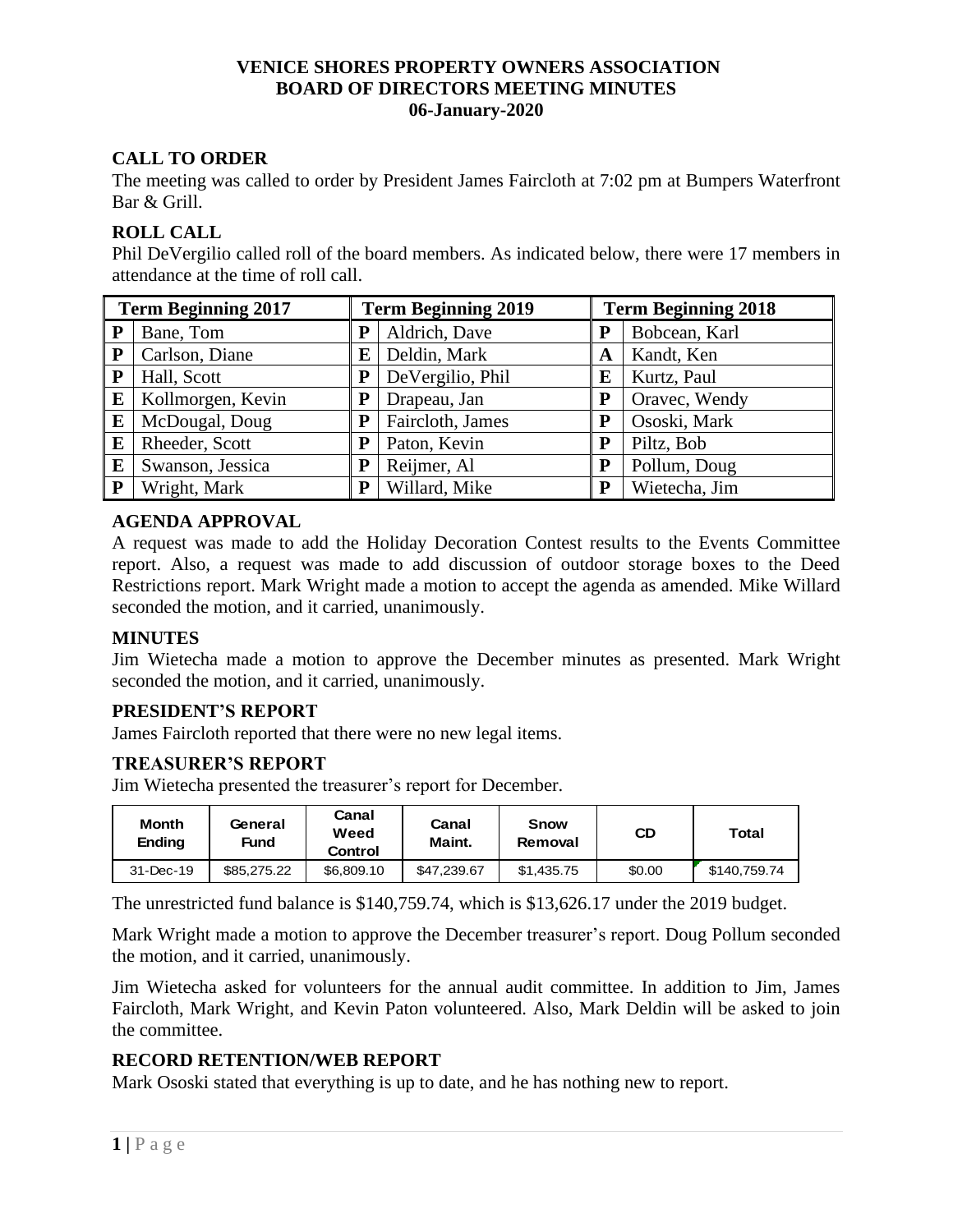**VENICE SHORES PROPERTY OWNERS ASSOCIATION**
**BOARD OF DIRECTORS MEETING MINUTES**
**06-January-2020**

## CALL TO ORDER

The meeting was called to order by President James Faircloth at 7:02 pm at Bumpers Waterfront Bar & Grill.

## ROLL CALL

Phil DeVergilio called roll of the board members. As indicated below, there were 17 members in attendance at the time of roll call.

| Term Beginning 2017 | | Term Beginning 2019 | | Term Beginning 2018 | |
|---|---|---|---|---|---|
| **P** | Bane, Tom | **P** | Aldrich, Dave | **P** | Bobcean, Karl |
| **P** | Carlson, Diane | **E** | Deldin, Mark | **A** | Kandt, Ken |
| **P** | Hall, Scott | **P** | DeVergilio, Phil | **E** | Kurtz, Paul |
| **E** | Kollmorgen, Kevin | **P** | Drapeau, Jan | **P** | Oravec, Wendy |
| **E** | McDougal, Doug | **P** | Faircloth, James | **P** | Ososki, Mark |
| **E** | Rheeder, Scott | **P** | Paton, Kevin | **P** | Piltz, Bob |
| **E** | Swanson, Jessica | **P** | Reijmer, Al | **P** | Pollum, Doug |
| **P** | Wright, Mark | **P** | Willard, Mike | **P** | Wietecha, Jim |

## AGENDA APPROVAL

A request was made to add the Holiday Decoration Contest results to the Events Committee report. Also, a request was made to add discussion of outdoor storage boxes to the Deed Restrictions report. Mark Wright made a motion to accept the agenda as amended. Mike Willard seconded the motion, and it carried, unanimously.

## MINUTES

Jim Wietecha made a motion to approve the December minutes as presented. Mark Wright seconded the motion, and it carried, unanimously.

## PRESIDENT'S REPORT

James Faircloth reported that there were no new legal items.

## TREASURER'S REPORT

Jim Wietecha presented the treasurer's report for December.

| Month Ending | General Fund | Canal Weed Control | Canal Maint. | Snow Removal | CD | Total |
|---|---|---|---|---|---|---|
| 31-Dec-19 | $85,275.22 | $6,809.10 | $47,239.67 | $1,435.75 | $0.00 | $140,759.74 |

The unrestricted fund balance is $140,759.74, which is $13,626.17 under the 2019 budget.

Mark Wright made a motion to approve the December treasurer's report. Doug Pollum seconded the motion, and it carried, unanimously.

Jim Wietecha asked for volunteers for the annual audit committee. In addition to Jim, James Faircloth, Mark Wright, and Kevin Paton volunteered. Also, Mark Deldin will be asked to join the committee.

## RECORD RETENTION/WEB REPORT

Mark Ososki stated that everything is up to date, and he has nothing new to report.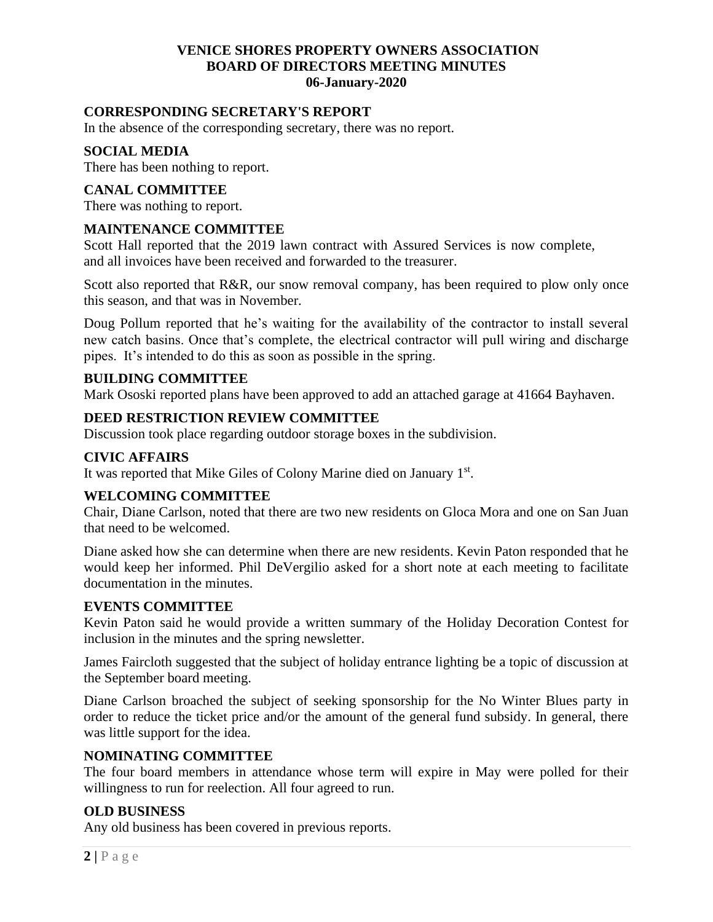# VENICE SHORES PROPERTY OWNERS ASSOCIATION
# BOARD OF DIRECTORS MEETING MINUTES
# 06-January-2020

## CORRESPONDING SECRETARY'S REPORT

In the absence of the corresponding secretary, there was no report.

## SOCIAL MEDIA

There has been nothing to report.

## CANAL COMMITTEE

There was nothing to report.

## MAINTENANCE COMMITTEE

Scott Hall reported that the 2019 lawn contract with Assured Services is now complete, and all invoices have been received and forwarded to the treasurer.

Scott also reported that R&R, our snow removal company, has been required to plow only once this season, and that was in November.

Doug Pollum reported that he's waiting for the availability of the contractor to install several new catch basins. Once that's complete, the electrical contractor will pull wiring and discharge pipes. It's intended to do this as soon as possible in the spring.

## BUILDING COMMITTEE

Mark Ososki reported plans have been approved to add an attached garage at 41664 Bayhaven.

## DEED RESTRICTION REVIEW COMMITTEE

Discussion took place regarding outdoor storage boxes in the subdivision.

## CIVIC AFFAIRS

It was reported that Mike Giles of Colony Marine died on January 1st.

## WELCOMING COMMITTEE

Chair, Diane Carlson, noted that there are two new residents on Gloca Mora and one on San Juan that need to be welcomed.

Diane asked how she can determine when there are new residents. Kevin Paton responded that he would keep her informed. Phil DeVergilio asked for a short note at each meeting to facilitate documentation in the minutes.

## EVENTS COMMITTEE

Kevin Paton said he would provide a written summary of the Holiday Decoration Contest for inclusion in the minutes and the spring newsletter.

James Faircloth suggested that the subject of holiday entrance lighting be a topic of discussion at the September board meeting.

Diane Carlson broached the subject of seeking sponsorship for the No Winter Blues party in order to reduce the ticket price and/or the amount of the general fund subsidy. In general, there was little support for the idea.

## NOMINATING COMMITTEE

The four board members in attendance whose term will expire in May were polled for their willingness to run for reelection. All four agreed to run.

## OLD BUSINESS

Any old business has been covered in previous reports.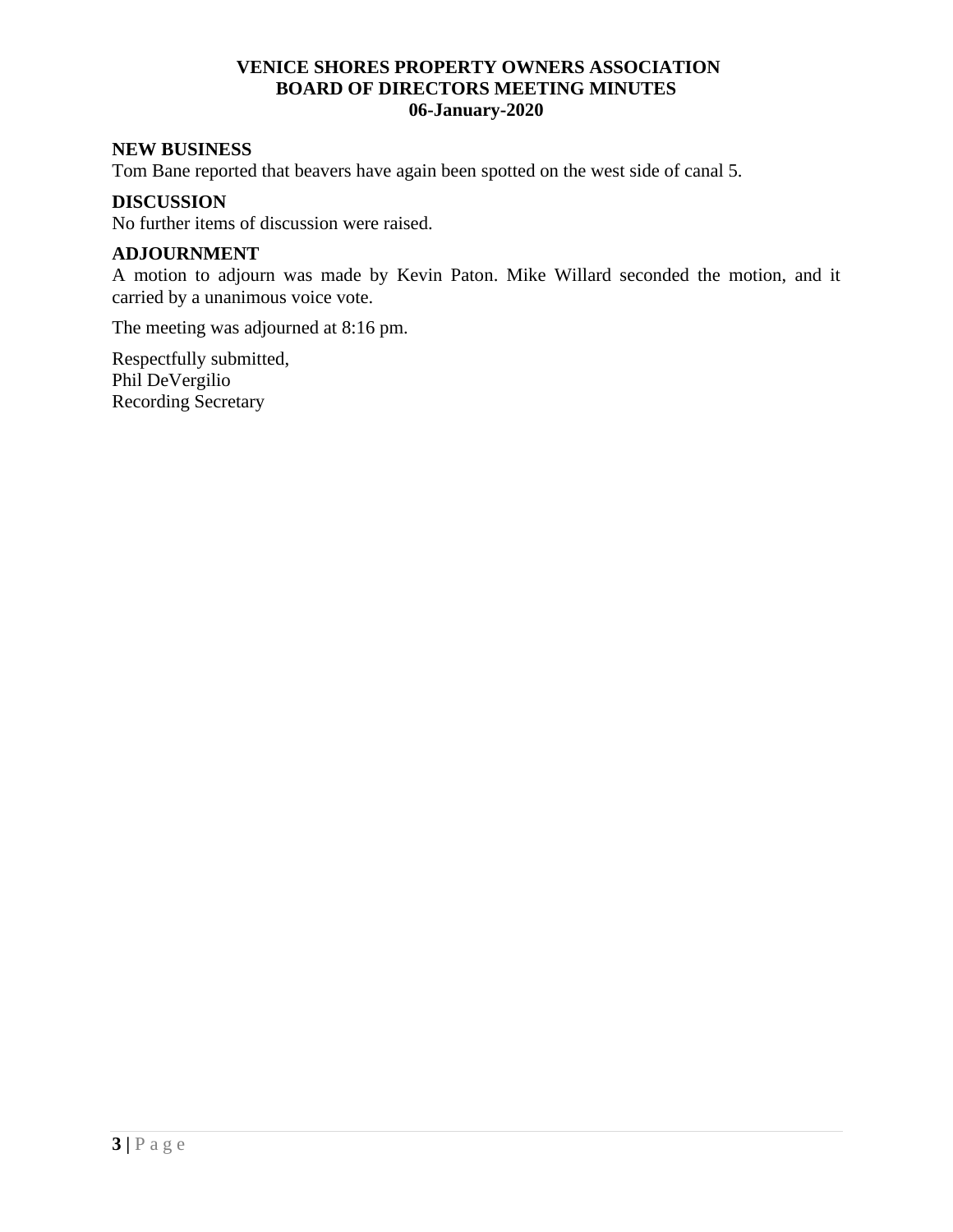**VENICE SHORES PROPERTY OWNERS ASSOCIATION**
**BOARD OF DIRECTORS MEETING MINUTES**
**06-January-2020**

## NEW BUSINESS

Tom Bane reported that beavers have again been spotted on the west side of canal 5.

## DISCUSSION

No further items of discussion were raised.

## ADJOURNMENT

A motion to adjourn was made by Kevin Paton. Mike Willard seconded the motion, and it carried by a unanimous voice vote.

The meeting was adjourned at 8:16 pm.

Respectfully submitted,
Phil DeVergilio
Recording Secretary